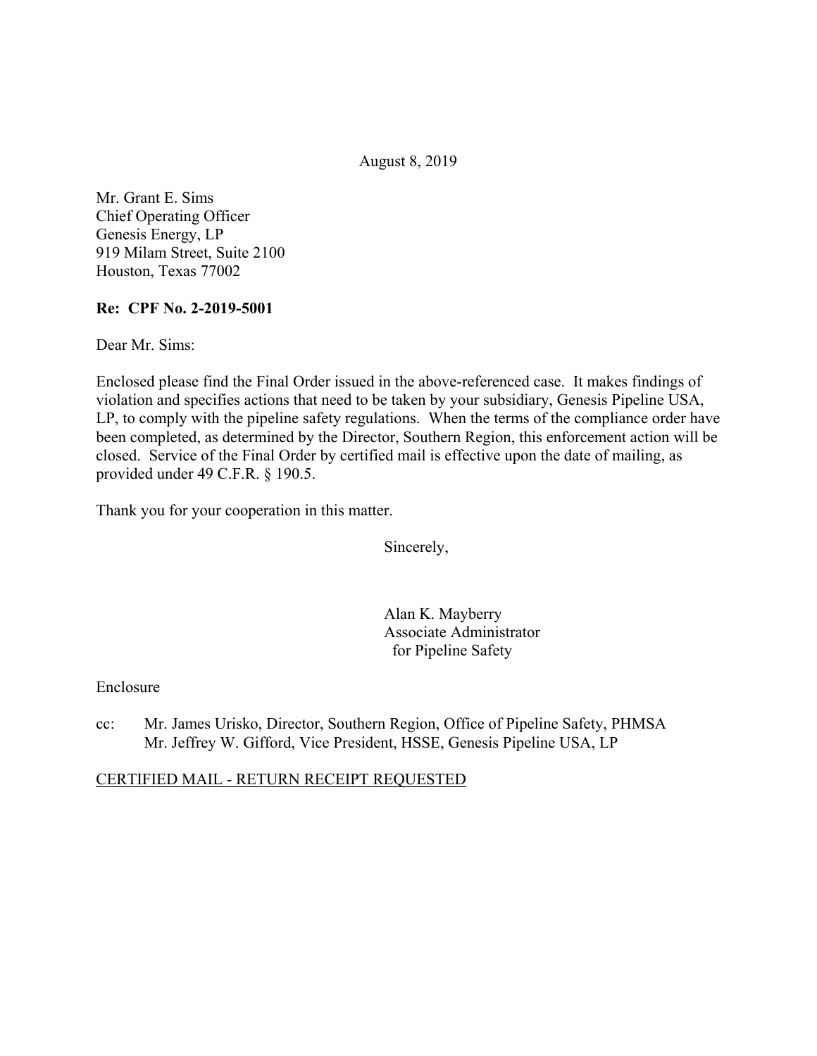August 8, 2019

Mr. Grant E. Sims
Chief Operating Officer
Genesis Energy, LP
919 Milam Street, Suite 2100
Houston, Texas 77002

**Re: CPF No. 2-2019-5001**

Dear Mr. Sims:

Enclosed please find the Final Order issued in the above-referenced case. It makes findings of violation and specifies actions that need to be taken by your subsidiary, Genesis Pipeline USA, LP, to comply with the pipeline safety regulations. When the terms of the compliance order have been completed, as determined by the Director, Southern Region, this enforcement action will be closed. Service of the Final Order by certified mail is effective upon the date of mailing, as provided under 49 C.F.R. § 190.5.

Thank you for your cooperation in this matter.

Sincerely,

Alan K. Mayberry
Associate Administrator
for Pipeline Safety

Enclosure

cc: Mr. James Urisko, Director, Southern Region, Office of Pipeline Safety, PHMSA
Mr. Jeffrey W. Gifford, Vice President, HSSE, Genesis Pipeline USA, LP

CERTIFIED MAIL - RETURN RECEIPT REQUESTED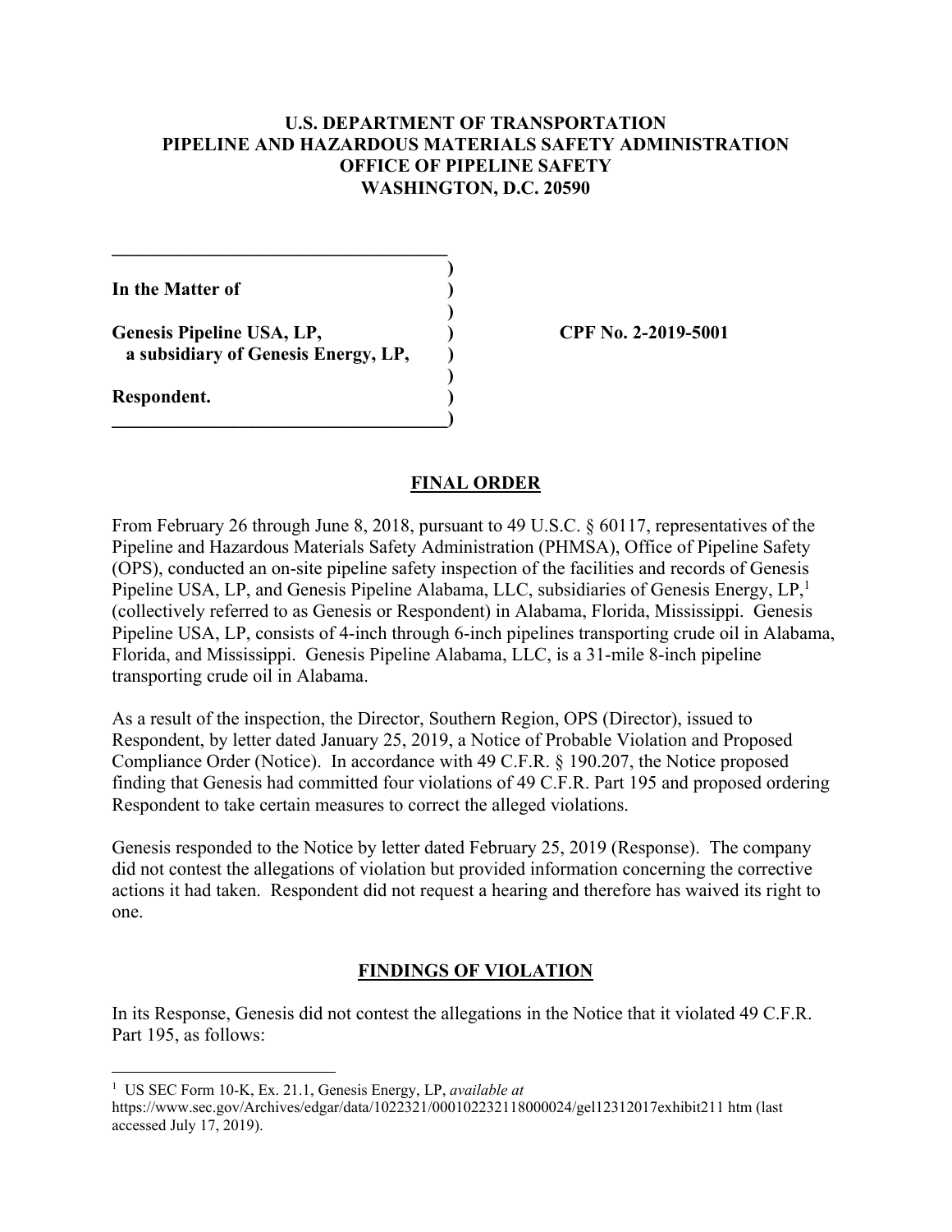**U.S. DEPARTMENT OF TRANSPORTATION**
**PIPELINE AND HAZARDOUS MATERIALS SAFETY ADMINISTRATION**
**OFFICE OF PIPELINE SAFETY**
**WASHINGTON, D.C. 20590**

**In the Matter of**

**Genesis Pipeline USA, LP,**
**a subsidiary of Genesis Energy, LP,**

**Respondent.**

**CPF No. 2-2019-5001**

## FINAL ORDER

From February 26 through June 8, 2018, pursuant to 49 U.S.C. § 60117, representatives of the Pipeline and Hazardous Materials Safety Administration (PHMSA), Office of Pipeline Safety (OPS), conducted an on-site pipeline safety inspection of the facilities and records of Genesis Pipeline USA, LP, and Genesis Pipeline Alabama, LLC, subsidiaries of Genesis Energy, LP,[1] (collectively referred to as Genesis or Respondent) in Alabama, Florida, Mississippi. Genesis Pipeline USA, LP, consists of 4-inch through 6-inch pipelines transporting crude oil in Alabama, Florida, and Mississippi. Genesis Pipeline Alabama, LLC, is a 31-mile 8-inch pipeline transporting crude oil in Alabama.

As a result of the inspection, the Director, Southern Region, OPS (Director), issued to Respondent, by letter dated January 25, 2019, a Notice of Probable Violation and Proposed Compliance Order (Notice). In accordance with 49 C.F.R. § 190.207, the Notice proposed finding that Genesis had committed four violations of 49 C.F.R. Part 195 and proposed ordering Respondent to take certain measures to correct the alleged violations.

Genesis responded to the Notice by letter dated February 25, 2019 (Response). The company did not contest the allegations of violation but provided information concerning the corrective actions it had taken. Respondent did not request a hearing and therefore has waived its right to one.

## FINDINGS OF VIOLATION

In its Response, Genesis did not contest the allegations in the Notice that it violated 49 C.F.R. Part 195, as follows:

---

[1] US SEC Form 10-K, Ex. 21.1, Genesis Energy, LP, *available at* https://www.sec.gov/Archives/edgar/data/1022321/000102232118000024/gel12312017exhibit211 htm (last accessed July 17, 2019).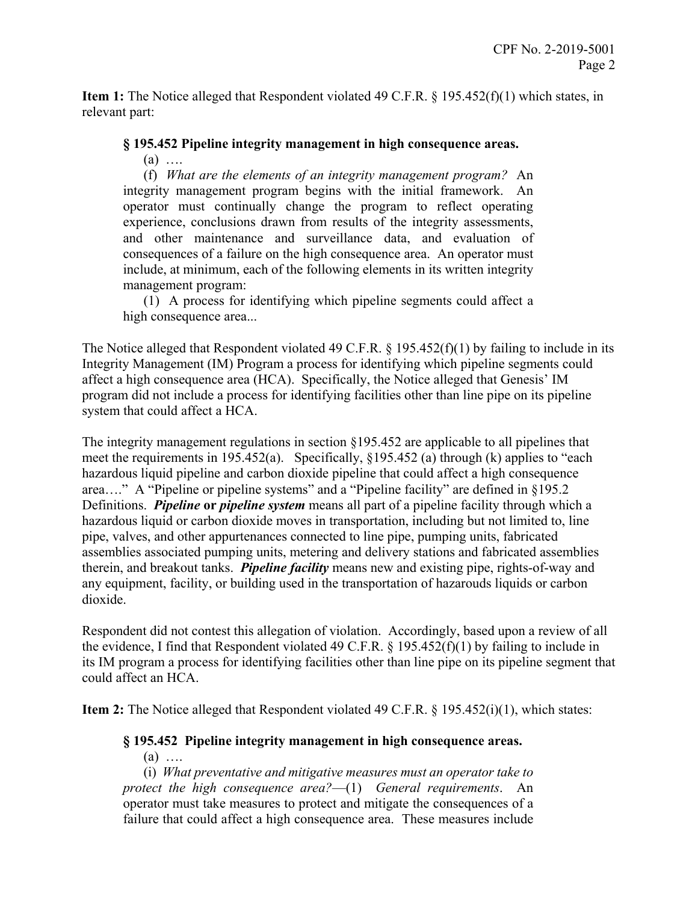**Item 1:** The Notice alleged that Respondent violated 49 C.F.R. § 195.452(f)(1) which states, in relevant part:

> **§ 195.452 Pipeline integrity management in high consequence areas.**
>
> (a) ….
>
> (f) *What are the elements of an integrity management program?* An integrity management program begins with the initial framework. An operator must continually change the program to reflect operating experience, conclusions drawn from results of the integrity assessments, and other maintenance and surveillance data, and evaluation of consequences of a failure on the high consequence area. An operator must include, at minimum, each of the following elements in its written integrity management program:
>
> (1) A process for identifying which pipeline segments could affect a high consequence area...

The Notice alleged that Respondent violated 49 C.F.R. § 195.452(f)(1) by failing to include in its Integrity Management (IM) Program a process for identifying which pipeline segments could affect a high consequence area (HCA). Specifically, the Notice alleged that Genesis' IM program did not include a process for identifying facilities other than line pipe on its pipeline system that could affect a HCA.

The integrity management regulations in section §195.452 are applicable to all pipelines that meet the requirements in 195.452(a). Specifically, §195.452 (a) through (k) applies to "each hazardous liquid pipeline and carbon dioxide pipeline that could affect a high consequence area…." A "Pipeline or pipeline systems" and a "Pipeline facility" are defined in §195.2 Definitions. ***Pipeline* or *pipeline system*** means all part of a pipeline facility through which a hazardous liquid or carbon dioxide moves in transportation, including but not limited to, line pipe, valves, and other appurtenances connected to line pipe, pumping units, fabricated assemblies associated pumping units, metering and delivery stations and fabricated assemblies therein, and breakout tanks. ***Pipeline facility*** means new and existing pipe, rights-of-way and any equipment, facility, or building used in the transportation of hazarouds liquids or carbon dioxide.

Respondent did not contest this allegation of violation. Accordingly, based upon a review of all the evidence, I find that Respondent violated 49 C.F.R. § 195.452(f)(1) by failing to include in its IM program a process for identifying facilities other than line pipe on its pipeline segment that could affect an HCA.

**Item 2:** The Notice alleged that Respondent violated 49 C.F.R. § 195.452(i)(1), which states:

> **§ 195.452 Pipeline integrity management in high consequence areas.**
>
> (a) ….
>
> (i) *What preventative and mitigative measures must an operator take to protect the high consequence area?*—(1) *General requirements*. An operator must take measures to protect and mitigate the consequences of a failure that could affect a high consequence area. These measures include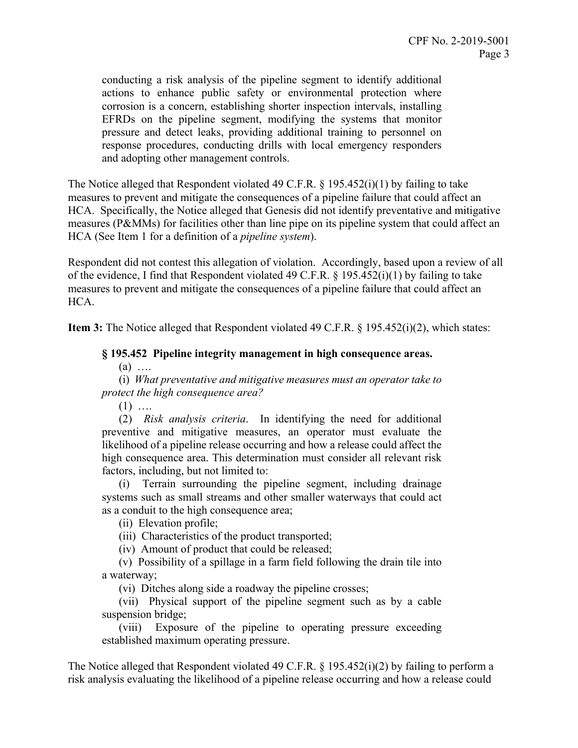conducting a risk analysis of the pipeline segment to identify additional actions to enhance public safety or environmental protection where corrosion is a concern, establishing shorter inspection intervals, installing EFRDs on the pipeline segment, modifying the systems that monitor pressure and detect leaks, providing additional training to personnel on response procedures, conducting drills with local emergency responders and adopting other management controls.

The Notice alleged that Respondent violated 49 C.F.R. § 195.452(i)(1) by failing to take measures to prevent and mitigate the consequences of a pipeline failure that could affect an HCA. Specifically, the Notice alleged that Genesis did not identify preventative and mitigative measures (P&MMs) for facilities other than line pipe on its pipeline system that could affect an HCA (See Item 1 for a definition of a *pipeline system*).

Respondent did not contest this allegation of violation. Accordingly, based upon a review of all of the evidence, I find that Respondent violated 49 C.F.R. § 195.452(i)(1) by failing to take measures to prevent and mitigate the consequences of a pipeline failure that could affect an HCA.

**Item 3:** The Notice alleged that Respondent violated 49 C.F.R. § 195.452(i)(2), which states:

> **§ 195.452 Pipeline integrity management in high consequence areas.**
>
> (a) ….
>
> (i) *What preventative and mitigative measures must an operator take to protect the high consequence area?*
>
> (1) ….
>
> (2) *Risk analysis criteria*. In identifying the need for additional preventive and mitigative measures, an operator must evaluate the likelihood of a pipeline release occurring and how a release could affect the high consequence area. This determination must consider all relevant risk factors, including, but not limited to:
>
> (i) Terrain surrounding the pipeline segment, including drainage systems such as small streams and other smaller waterways that could act as a conduit to the high consequence area;
>
> (ii) Elevation profile;
>
> (iii) Characteristics of the product transported;
>
> (iv) Amount of product that could be released;
>
> (v) Possibility of a spillage in a farm field following the drain tile into a waterway;
>
> (vi) Ditches along side a roadway the pipeline crosses;
>
> (vii) Physical support of the pipeline segment such as by a cable suspension bridge;
>
> (viii) Exposure of the pipeline to operating pressure exceeding established maximum operating pressure.

The Notice alleged that Respondent violated 49 C.F.R. § 195.452(i)(2) by failing to perform a risk analysis evaluating the likelihood of a pipeline release occurring and how a release could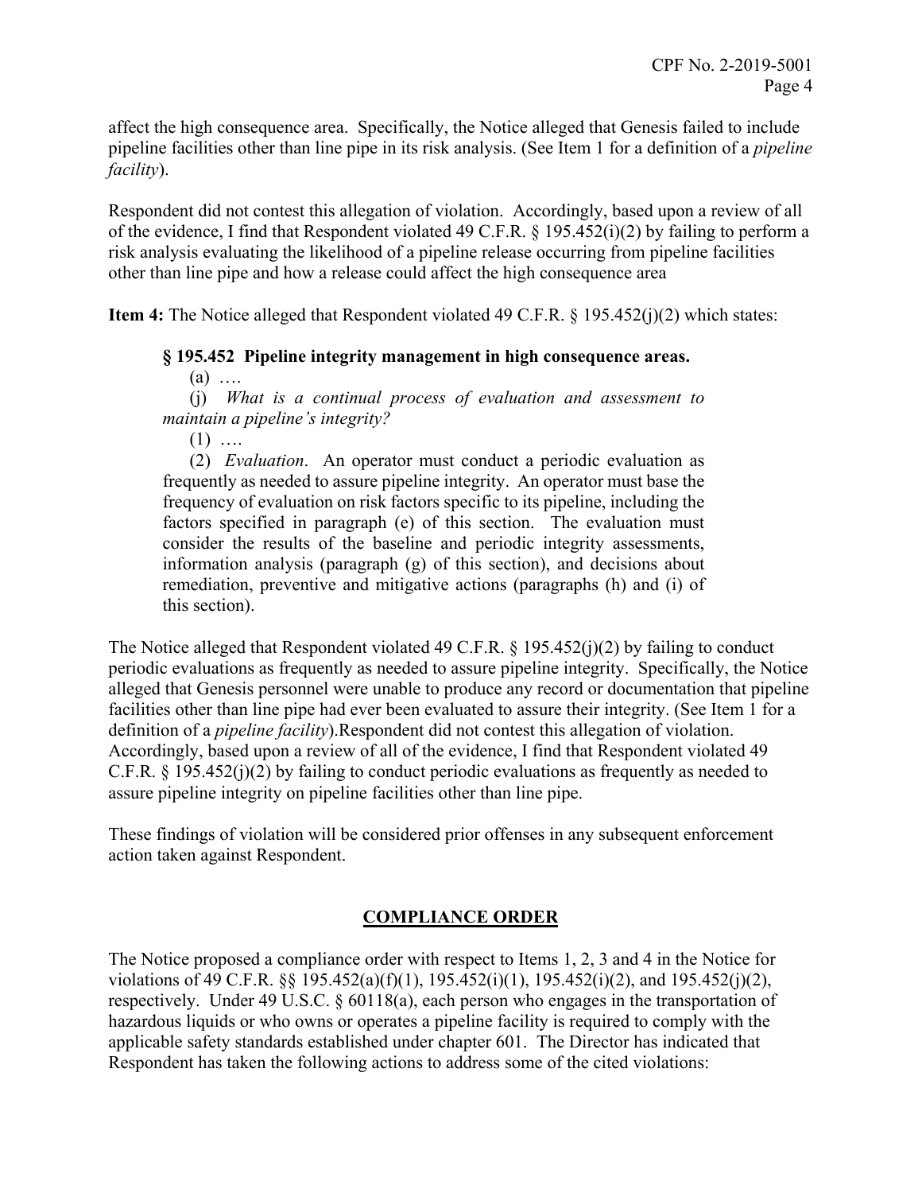affect the high consequence area. Specifically, the Notice alleged that Genesis failed to include pipeline facilities other than line pipe in its risk analysis. (See Item 1 for a definition of a *pipeline facility*).

Respondent did not contest this allegation of violation. Accordingly, based upon a review of all of the evidence, I find that Respondent violated 49 C.F.R. § 195.452(i)(2) by failing to perform a risk analysis evaluating the likelihood of a pipeline release occurring from pipeline facilities other than line pipe and how a release could affect the high consequence area

**Item 4:** The Notice alleged that Respondent violated 49 C.F.R. § 195.452(j)(2) which states:

> **§ 195.452 Pipeline integrity management in high consequence areas.**
>
> (a) ….
>
> (j) *What is a continual process of evaluation and assessment to maintain a pipeline's integrity?*
>
> (1) ….
>
> (2) *Evaluation*. An operator must conduct a periodic evaluation as frequently as needed to assure pipeline integrity. An operator must base the frequency of evaluation on risk factors specific to its pipeline, including the factors specified in paragraph (e) of this section. The evaluation must consider the results of the baseline and periodic integrity assessments, information analysis (paragraph (g) of this section), and decisions about remediation, preventive and mitigative actions (paragraphs (h) and (i) of this section).

The Notice alleged that Respondent violated 49 C.F.R. § 195.452(j)(2) by failing to conduct periodic evaluations as frequently as needed to assure pipeline integrity. Specifically, the Notice alleged that Genesis personnel were unable to produce any record or documentation that pipeline facilities other than line pipe had ever been evaluated to assure their integrity. (See Item 1 for a definition of a *pipeline facility*).Respondent did not contest this allegation of violation. Accordingly, based upon a review of all of the evidence, I find that Respondent violated 49 C.F.R. § 195.452(j)(2) by failing to conduct periodic evaluations as frequently as needed to assure pipeline integrity on pipeline facilities other than line pipe.

These findings of violation will be considered prior offenses in any subsequent enforcement action taken against Respondent.

## COMPLIANCE ORDER

The Notice proposed a compliance order with respect to Items 1, 2, 3 and 4 in the Notice for violations of 49 C.F.R. §§ 195.452(a)(f)(1), 195.452(i)(1), 195.452(i)(2), and 195.452(j)(2), respectively. Under 49 U.S.C. § 60118(a), each person who engages in the transportation of hazardous liquids or who owns or operates a pipeline facility is required to comply with the applicable safety standards established under chapter 601. The Director has indicated that Respondent has taken the following actions to address some of the cited violations: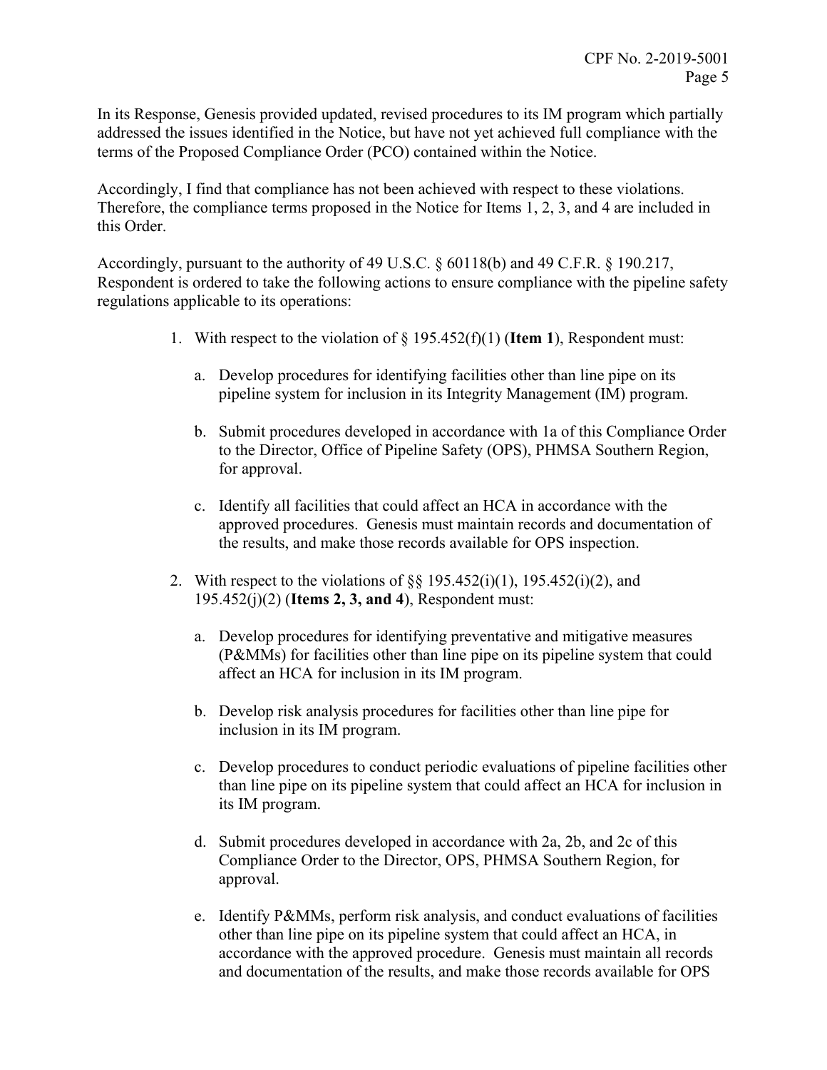In its Response, Genesis provided updated, revised procedures to its IM program which partially addressed the issues identified in the Notice, but have not yet achieved full compliance with the terms of the Proposed Compliance Order (PCO) contained within the Notice.

Accordingly, I find that compliance has not been achieved with respect to these violations. Therefore, the compliance terms proposed in the Notice for Items 1, 2, 3, and 4 are included in this Order.

Accordingly, pursuant to the authority of 49 U.S.C. § 60118(b) and 49 C.F.R. § 190.217, Respondent is ordered to take the following actions to ensure compliance with the pipeline safety regulations applicable to its operations:

1. With respect to the violation of § 195.452(f)(1) (**Item 1**), Respondent must:

   a. Develop procedures for identifying facilities other than line pipe on its pipeline system for inclusion in its Integrity Management (IM) program.

   b. Submit procedures developed in accordance with 1a of this Compliance Order to the Director, Office of Pipeline Safety (OPS), PHMSA Southern Region, for approval.

   c. Identify all facilities that could affect an HCA in accordance with the approved procedures. Genesis must maintain records and documentation of the results, and make those records available for OPS inspection.

2. With respect to the violations of §§ 195.452(i)(1), 195.452(i)(2), and 195.452(j)(2) (**Items 2, 3, and 4**), Respondent must:

   a. Develop procedures for identifying preventative and mitigative measures (P&MMs) for facilities other than line pipe on its pipeline system that could affect an HCA for inclusion in its IM program.

   b. Develop risk analysis procedures for facilities other than line pipe for inclusion in its IM program.

   c. Develop procedures to conduct periodic evaluations of pipeline facilities other than line pipe on its pipeline system that could affect an HCA for inclusion in its IM program.

   d. Submit procedures developed in accordance with 2a, 2b, and 2c of this Compliance Order to the Director, OPS, PHMSA Southern Region, for approval.

   e. Identify P&MMs, perform risk analysis, and conduct evaluations of facilities other than line pipe on its pipeline system that could affect an HCA, in accordance with the approved procedure. Genesis must maintain all records and documentation of the results, and make those records available for OPS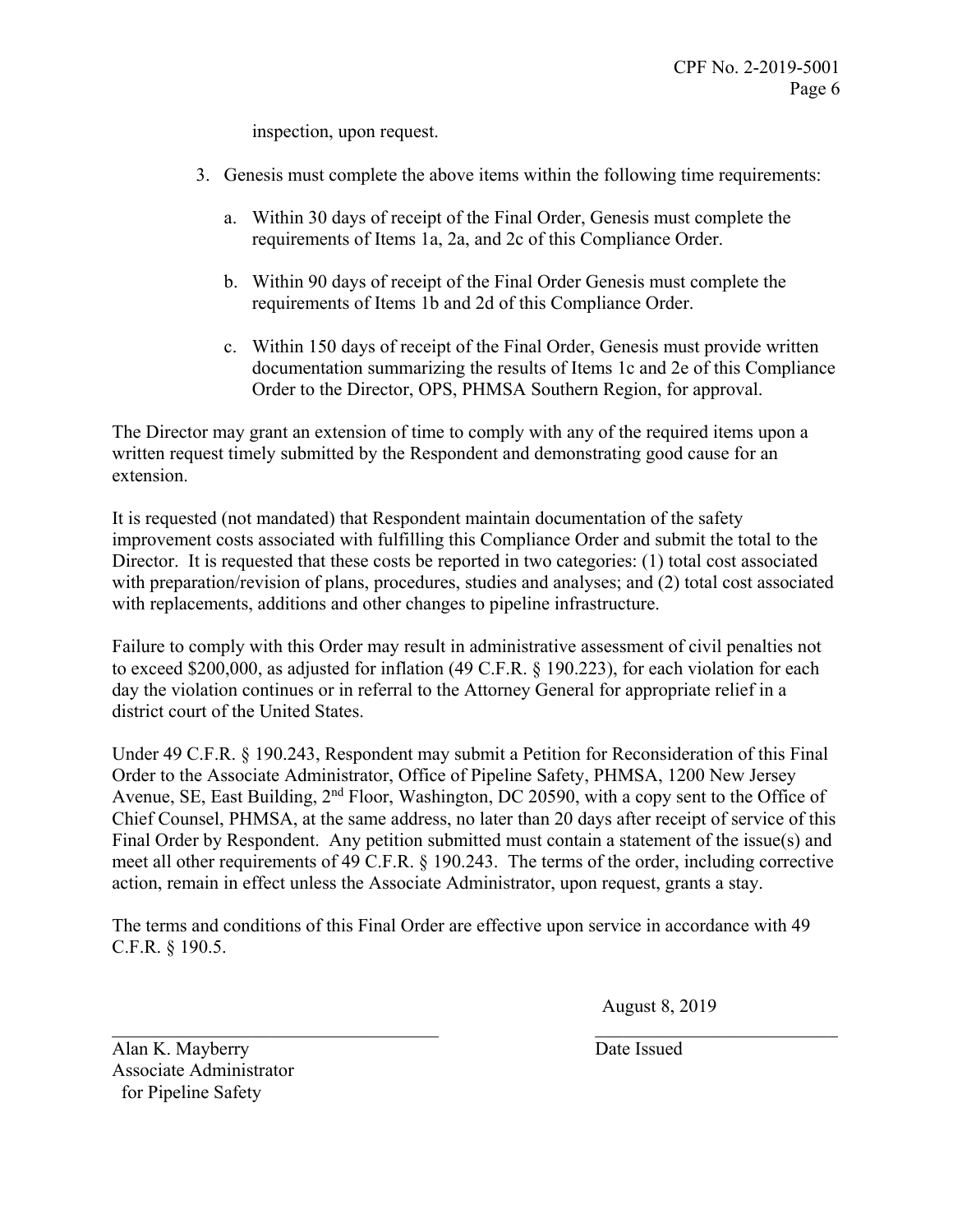inspection, upon request.

3. Genesis must complete the above items within the following time requirements:

   a. Within 30 days of receipt of the Final Order, Genesis must complete the requirements of Items 1a, 2a, and 2c of this Compliance Order.

   b. Within 90 days of receipt of the Final Order Genesis must complete the requirements of Items 1b and 2d of this Compliance Order.

   c. Within 150 days of receipt of the Final Order, Genesis must provide written documentation summarizing the results of Items 1c and 2e of this Compliance Order to the Director, OPS, PHMSA Southern Region, for approval.

The Director may grant an extension of time to comply with any of the required items upon a written request timely submitted by the Respondent and demonstrating good cause for an extension.

It is requested (not mandated) that Respondent maintain documentation of the safety improvement costs associated with fulfilling this Compliance Order and submit the total to the Director. It is requested that these costs be reported in two categories: (1) total cost associated with preparation/revision of plans, procedures, studies and analyses; and (2) total cost associated with replacements, additions and other changes to pipeline infrastructure.

Failure to comply with this Order may result in administrative assessment of civil penalties not to exceed $200,000, as adjusted for inflation (49 C.F.R. § 190.223), for each violation for each day the violation continues or in referral to the Attorney General for appropriate relief in a district court of the United States.

Under 49 C.F.R. § 190.243, Respondent may submit a Petition for Reconsideration of this Final Order to the Associate Administrator, Office of Pipeline Safety, PHMSA, 1200 New Jersey Avenue, SE, East Building, 2nd Floor, Washington, DC 20590, with a copy sent to the Office of Chief Counsel, PHMSA, at the same address, no later than 20 days after receipt of service of this Final Order by Respondent. Any petition submitted must contain a statement of the issue(s) and meet all other requirements of 49 C.F.R. § 190.243. The terms of the order, including corrective action, remain in effect unless the Associate Administrator, upon request, grants a stay.

The terms and conditions of this Final Order are effective upon service in accordance with 49 C.F.R. § 190.5.

August 8, 2019

\_\_\_\_\_\_\_\_\_\_\_\_\_\_\_\_\_\_\_\_\_\_\_\_\_\_\_\_\_\_\_\_\_\_\_ \_\_\_\_\_\_\_\_\_\_\_\_\_\_\_\_\_\_\_\_\_\_\_\_\_\_\_\_\_\_

Alan K. Mayberry
Associate Administrator
for Pipeline Safety

Date Issued